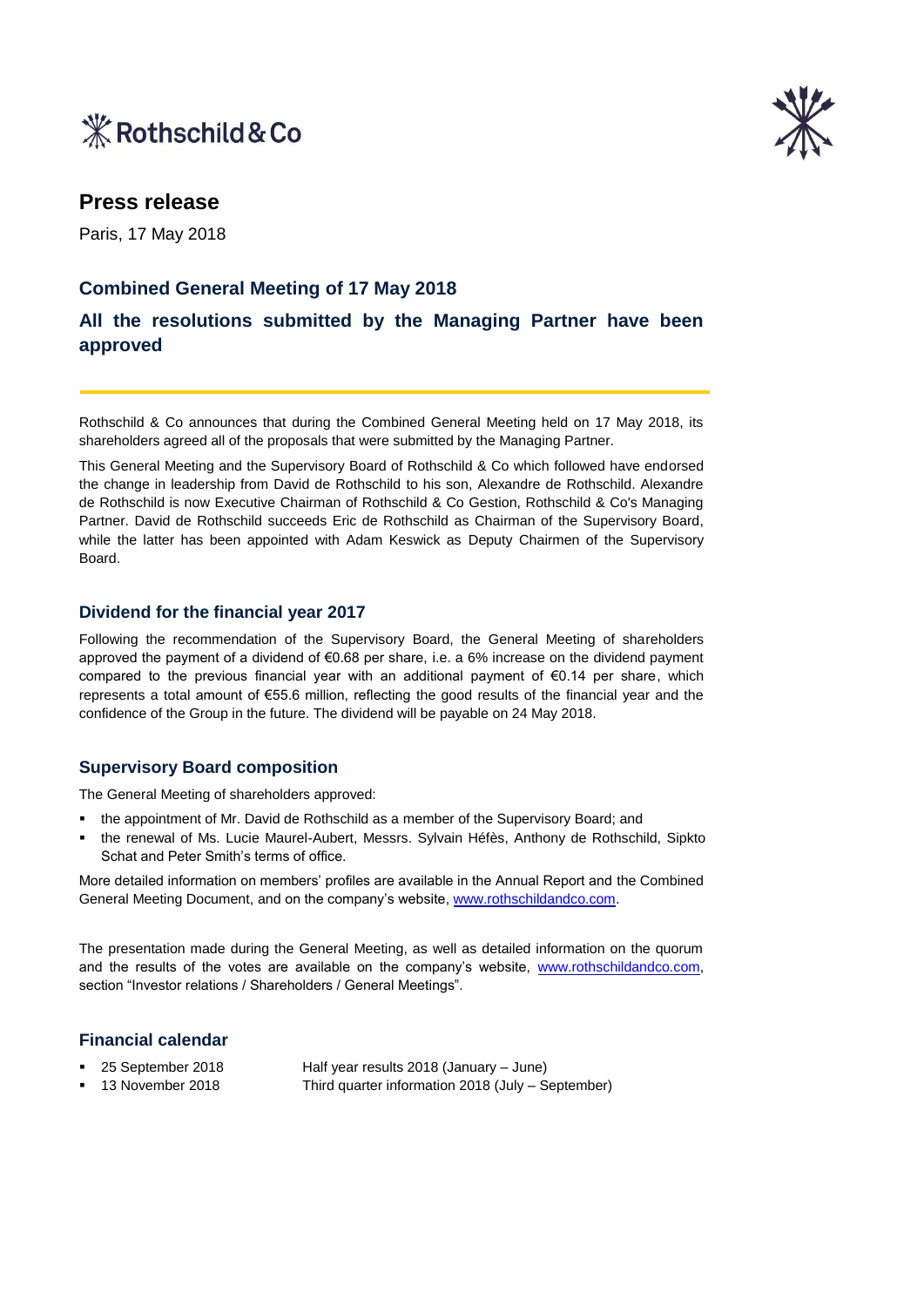# Press release

Paris, 17 May 2018

## Combined General Meeting of 17 May 2018

## All the resolutions submitted by the Managing Partner have been approved

Rothschild & Co announces that during the Combined General Meeting held on 17 May 2018, its shareholders agreed all of the proposals that were submitted by the Managing Partner.

This General Meeting and the Supervisory Board of Rothschild & Co which followed have endorsed the change in leadership from David de Rothschild to his son, Alexandre de Rothschild. Alexandre de Rothschild is now Executive Chairman of Rothschild & Co Gestion, Rothschild & Co's Managing Partner. David de Rothschild succeeds Eric de Rothschild as Chairman of the Supervisory Board, while the latter has been appointed with Adam Keswick as Deputy Chairmen of the Supervisory Board.

### Dividend for the financial year 2017

Following the recommendation of the Supervisory Board, the General Meeting of shareholders approved the payment of a dividend of €0.68 per share, i.e. a 6% increase on the dividend payment compared to the previous financial year with an additional payment of €0.14 per share, which represents a total amount of €55.6 million, reflecting the good results of the financial year and the confidence of the Group in the future. The dividend will be payable on 24 May 2018.

### Supervisory Board composition

The General Meeting of shareholders approved:

- the appointment of Mr. David de Rothschild as a member of the Supervisory Board; and
- the renewal of Ms. Lucie Maurel-Aubert, Messrs. Sylvain Héfès, Anthony de Rothschild, Sipkto Schat and Peter Smith's terms of office.

More detailed information on members' profiles are available in the Annual Report and the Combined General Meeting Document, and on the company's website, www.rothschildandco.com.

The presentation made during the General Meeting, as well as detailed information on the quorum and the results of the votes are available on the company's website, www.rothschildandco.com, section "Investor relations / Shareholders / General Meetings".

### Financial calendar

- 25 September 2018 Half year results 2018 (January – June)
- 13 November 2018 Third quarter information 2018 (July – September)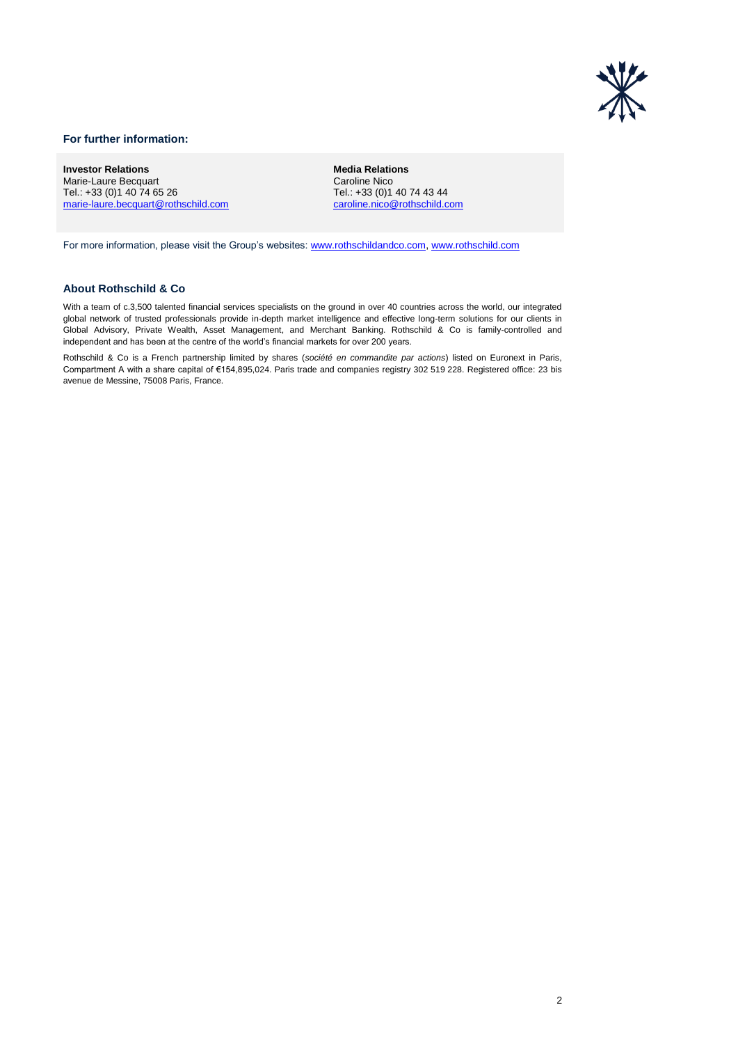### For further information:

**Investor Relations**
Marie-Laure Becquart
Tel.: +33 (0)1 40 74 65 26
marie-laure.becquart@rothschild.com

**Media Relations**
Caroline Nico
Tel.: +33 (0)1 40 74 43 44
caroline.nico@rothschild.com

For more information, please visit the Group's websites: www.rothschildandco.com, www.rothschild.com

### About Rothschild & Co

With a team of c.3,500 talented financial services specialists on the ground in over 40 countries across the world, our integrated global network of trusted professionals provide in-depth market intelligence and effective long-term solutions for our clients in Global Advisory, Private Wealth, Asset Management, and Merchant Banking. Rothschild & Co is family-controlled and independent and has been at the centre of the world's financial markets for over 200 years.

Rothschild & Co is a French partnership limited by shares (*société en commandite par actions*) listed on Euronext in Paris, Compartment A with a share capital of €154,895,024. Paris trade and companies registry 302 519 228. Registered office: 23 bis avenue de Messine, 75008 Paris, France.